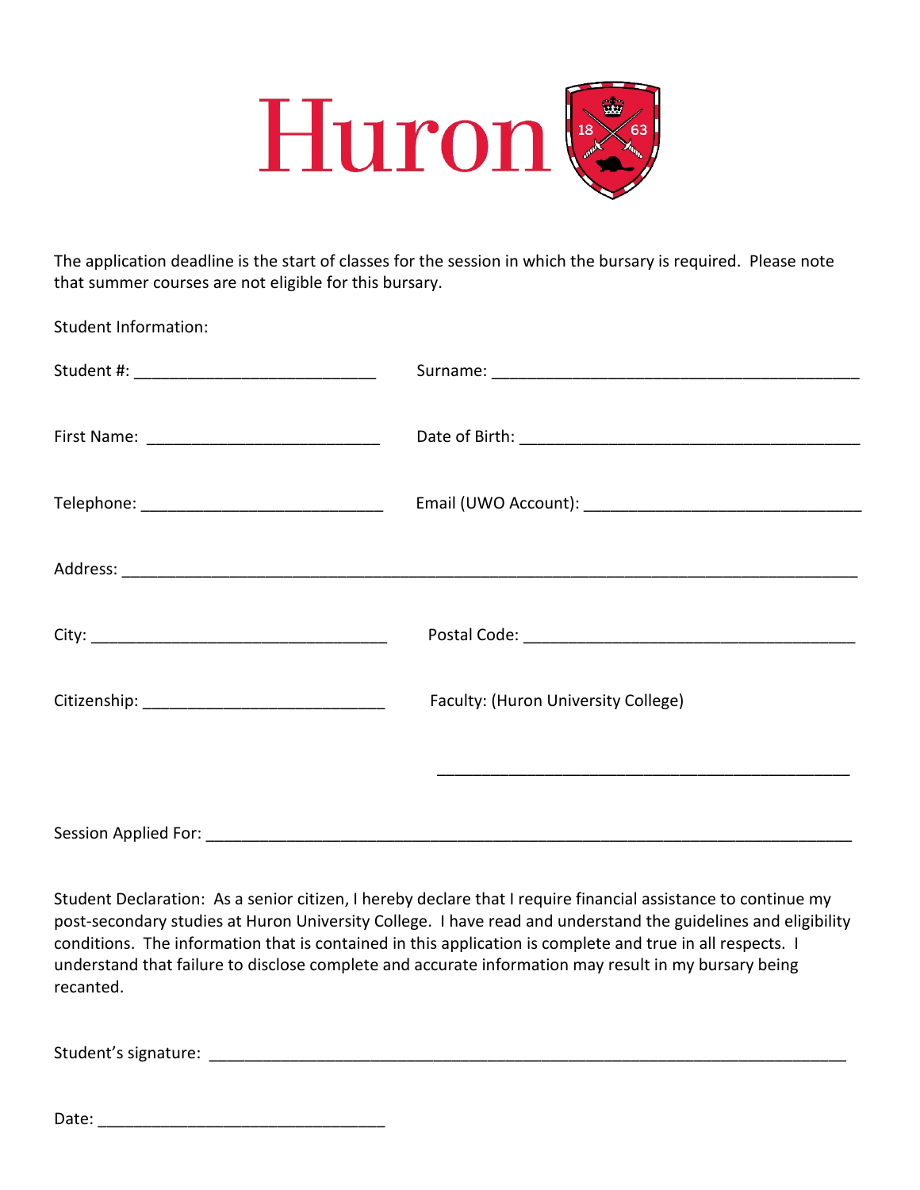# Huron

The application deadline is the start of classes for the session in which the bursary is required. Please note that summer courses are not eligible for this bursary.

Student Information:

Student #: ___________________________ Surname: _________________________________________

First Name: __________________________ Date of Birth: ______________________________________

Telephone: ___________________________ Email (UWO Account): _____________________________

Address: ____________________________________________________________________________

City: _________________________________ Postal Code: ____________________________________

Citizenship: ___________________________ Faculty: (Huron University College)

_____________________________________________

Session Applied For: ____________________________________________________________________

Student Declaration: As a senior citizen, I hereby declare that I require financial assistance to continue my post-secondary studies at Huron University College. I have read and understand the guidelines and eligibility conditions. The information that is contained in this application is complete and true in all respects. I understand that failure to disclose complete and accurate information may result in my bursary being recanted.

Student's signature: ______________________________________________________________________

Date: ________________________________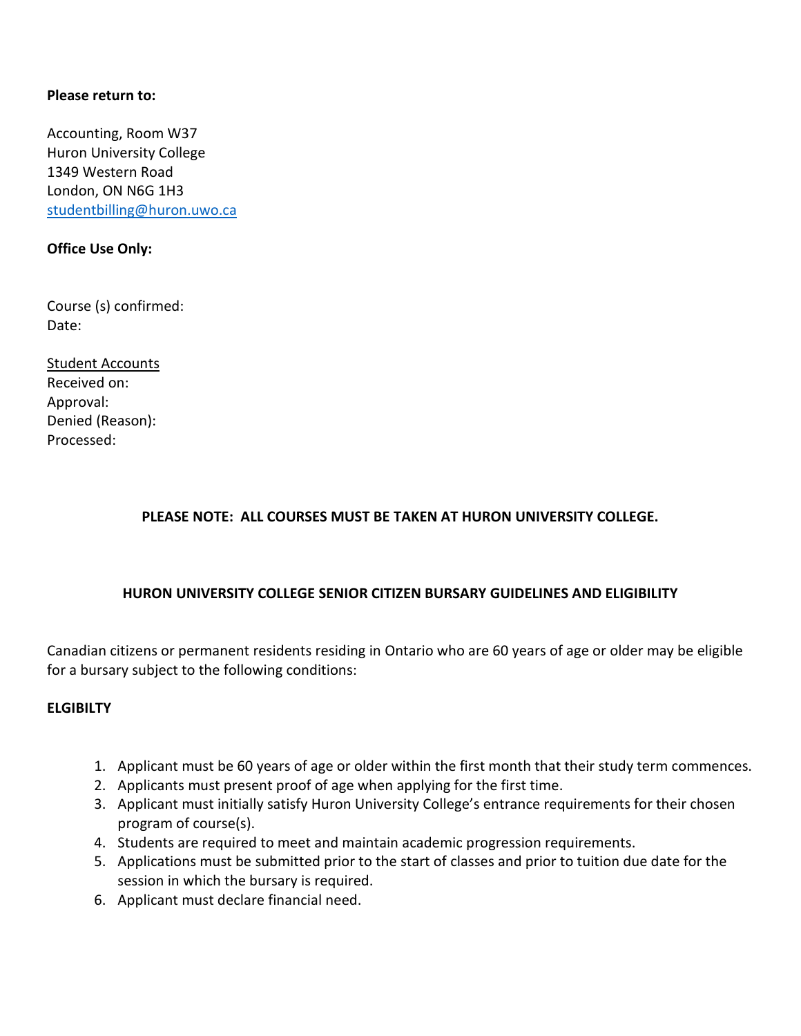**Please return to:**

Accounting, Room W37
Huron University College
1349 Western Road
London, ON N6G 1H3
studentbilling@huron.uwo.ca

**Office Use Only:**

Course (s) confirmed:
Date:

Student Accounts
Received on:
Approval:
Denied (Reason):
Processed:

**PLEASE NOTE: ALL COURSES MUST BE TAKEN AT HURON UNIVERSITY COLLEGE.**

**HURON UNIVERSITY COLLEGE SENIOR CITIZEN BURSARY GUIDELINES AND ELIGIBILITY**

Canadian citizens or permanent residents residing in Ontario who are 60 years of age or older may be eligible for a bursary subject to the following conditions:

**ELGIBILTY**

1. Applicant must be 60 years of age or older within the first month that their study term commences.
2. Applicants must present proof of age when applying for the first time.
3. Applicant must initially satisfy Huron University College's entrance requirements for their chosen program of course(s).
4. Students are required to meet and maintain academic progression requirements.
5. Applications must be submitted prior to the start of classes and prior to tuition due date for the session in which the bursary is required.
6. Applicant must declare financial need.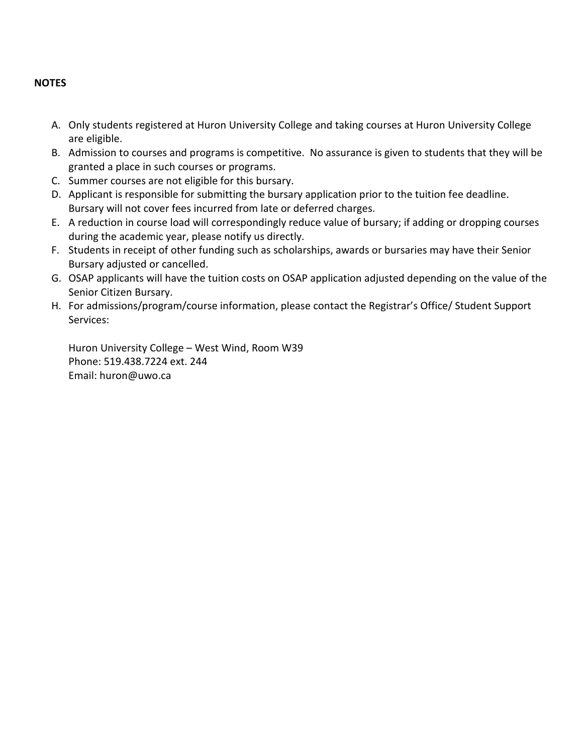**NOTES**

A. Only students registered at Huron University College and taking courses at Huron University College are eligible.
B. Admission to courses and programs is competitive. No assurance is given to students that they will be granted a place in such courses or programs.
C. Summer courses are not eligible for this bursary.
D. Applicant is responsible for submitting the bursary application prior to the tuition fee deadline. Bursary will not cover fees incurred from late or deferred charges.
E. A reduction in course load will correspondingly reduce value of bursary; if adding or dropping courses during the academic year, please notify us directly.
F. Students in receipt of other funding such as scholarships, awards or bursaries may have their Senior Bursary adjusted or cancelled.
G. OSAP applicants will have the tuition costs on OSAP application adjusted depending on the value of the Senior Citizen Bursary.
H. For admissions/program/course information, please contact the Registrar's Office/ Student Support Services:

   Huron University College – West Wind, Room W39
   Phone: 519.438.7224 ext. 244
   Email: huron@uwo.ca